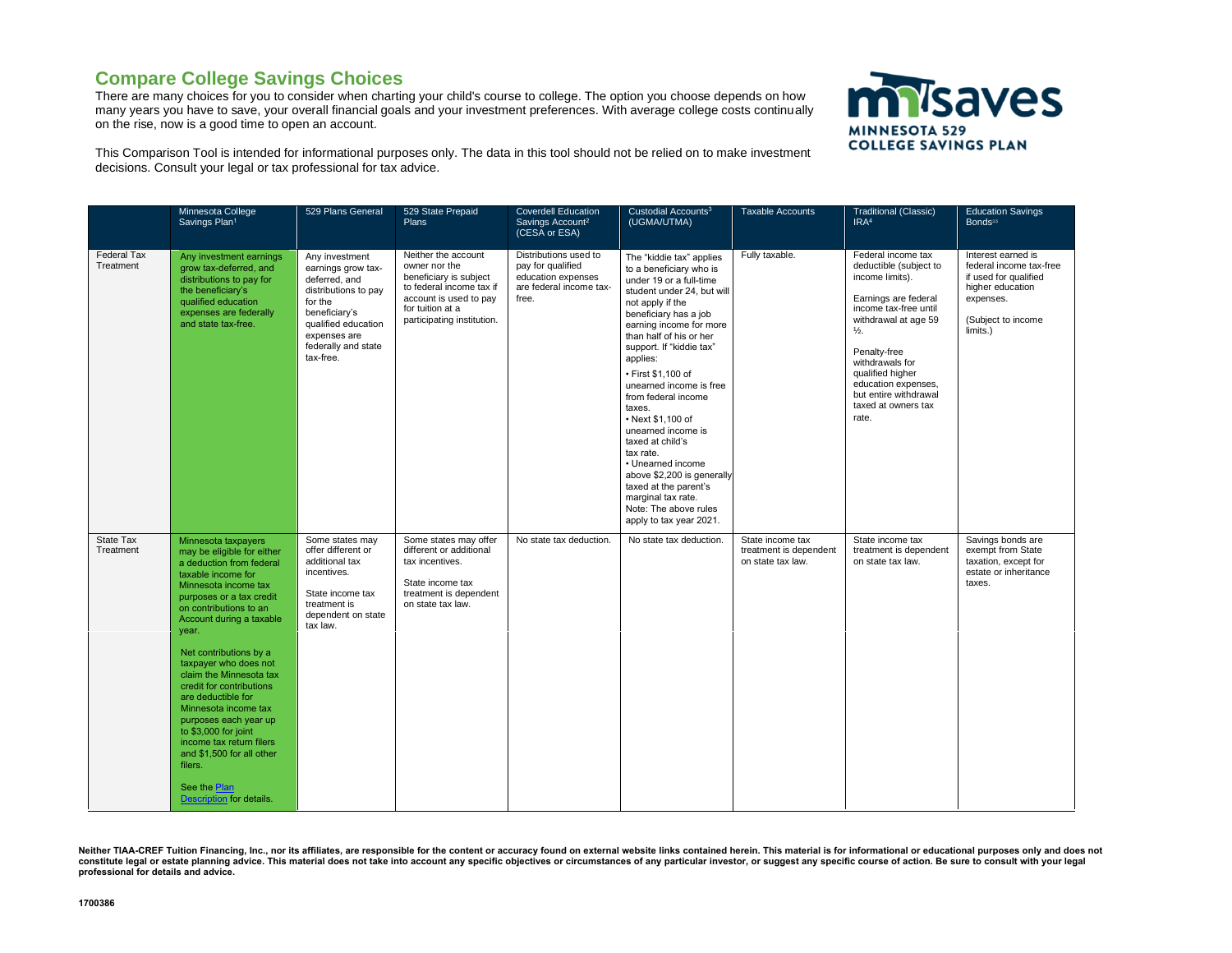## Compare College Savings Choices

There are many choices for you to consider when charting your child's course to college. The option you choose depends on how many years you have to save, your overall financial goals and your investment preferences. With average college costs continually on the rise, now is a good time to open an account.

This Comparison Tool is intended for informational purposes only. The data in this tool should not be relied on to make investment decisions. Consult your legal or tax professional for tax advice.

| | Minnesota College Savings Plan[1] | 529 Plans General | 529 State Prepaid Plans | Coverdell Education Savings Account[2] (CESA or ESA) | Custodial Accounts[3] (UGMA/UTMA) | Taxable Accounts | Traditional (Classic) IRA[4] | Education Savings Bonds[4,5] |
|---|---|---|---|---|---|---|---|---|
| Federal Tax Treatment | Any investment earnings grow tax-deferred, and distributions to pay for the beneficiary's qualified education expenses are federally and state tax-free. | Any investment earnings grow tax-deferred, and distributions to pay for the beneficiary's qualified education expenses are federally and state tax-free. | Neither the account owner nor the beneficiary is subject to federal income tax if account is used to pay for tuition at a participating institution. | Distributions used to pay for qualified education expenses are federal income tax-free. | The "kiddie tax" applies to a beneficiary who is under 19 or a full-time student under 24, but will not apply if the beneficiary has a job earning income for more than half of his or her support. If "kiddie tax" applies:<br>• First $1,100 of unearned income is free from federal income taxes.<br>• Next $1,100 of unearned income is taxed at child's tax rate.<br>• Unearned income above $2,200 is generally taxed at the parent's marginal tax rate.<br>Note: The above rules apply to tax year 2021. | Fully taxable. | Federal income tax deductible (subject to income limits).<br><br>Earnings are federal income tax-free until withdrawal at age 59 ½.<br><br>Penalty-free withdrawals for qualified higher education expenses, but entire withdrawal taxed at owners tax rate. | Interest earned is federal income tax-free if used for qualified higher education expenses.<br><br>(Subject to income limits.) |
| State Tax Treatment | Minnesota taxpayers may be eligible for either a deduction from federal taxable income for Minnesota income tax purposes or a tax credit on contributions to an Account during a taxable year.<br><br>Net contributions by a taxpayer who does not claim the Minnesota tax credit for contributions are deductible for Minnesota income tax purposes each year up to $3,000 for joint income tax return filers and $1,500 for all other filers.<br><br>See the [Plan Description] for details. | Some states may offer different or additional tax incentives.<br><br>State income tax treatment is dependent on state tax law. | Some states may offer different or additional tax incentives.<br><br>State income tax treatment is dependent on state tax law. | No state tax deduction. | No state tax deduction. | State income tax treatment is dependent on state tax law. | State income tax treatment is dependent on state tax law. | Savings bonds are exempt from State taxation, except for estate or inheritance taxes. |

**Neither TIAA-CREF Tuition Financing, Inc., nor its affiliates, are responsible for the content or accuracy found on external website links contained herein. This material is for informational or educational purposes only and does not constitute legal or estate planning advice. This material does not take into account any specific objectives or circumstances of any particular investor, or suggest any specific course of action. Be sure to consult with your legal professional for details and advice.**

**1700386**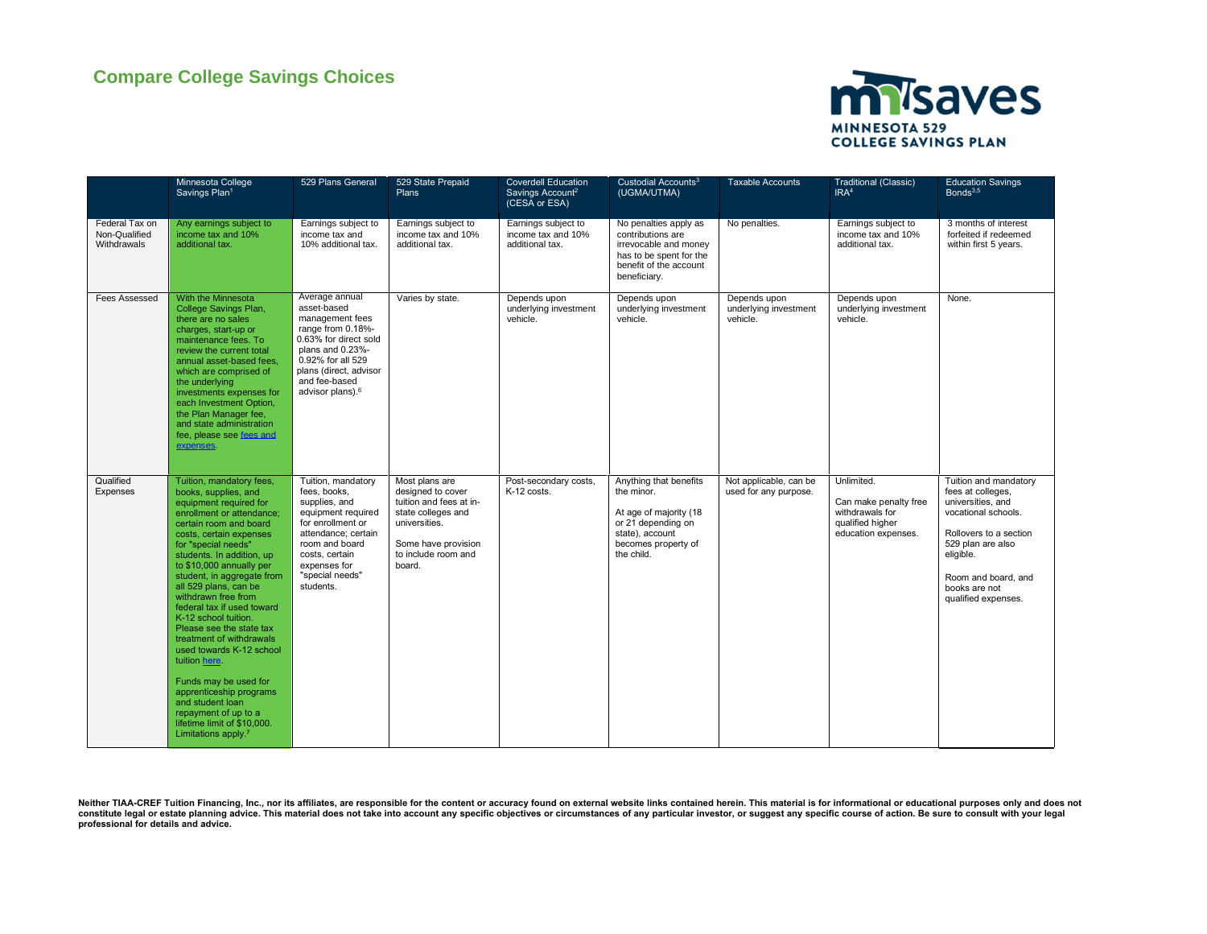## Compare College Savings Choices

MINNESOTA 529 COLLEGE SAVINGS PLAN

| | Minnesota College Savings Plan[1] | 529 Plans General | 529 State Prepaid Plans | Coverdell Education Savings Account[2] (CESA or ESA) | Custodial Accounts[3] (UGMA/UTMA) | Taxable Accounts | Traditional (Classic) IRA[4] | Education Savings Bonds[3,5] |
|---|---|---|---|---|---|---|---|---|
| Federal Tax on Non-Qualified Withdrawals | Any earnings subject to income tax and 10% additional tax. | Earnings subject to income tax and 10% additional tax. | Earnings subject to income tax and 10% additional tax. | Earnings subject to income tax and 10% additional tax. | No penalties apply as contributions are irrevocable and money has to be spent for the benefit of the account beneficiary. | No penalties. | Earnings subject to income tax and 10% additional tax. | 3 months of interest forfeited if redeemed within first 5 years. |
| Fees Assessed | With the Minnesota College Savings Plan, there are no sales charges, start-up or maintenance fees. To review the current total annual asset-based fees, which are comprised of the underlying investments expenses for each Investment Option, the Plan Manager fee, and state administration fee, please see fees and expenses. | Average annual asset-based management fees range from 0.18%-0.63% for direct sold plans and 0.23%-0.92% for all 529 plans (direct, advisor and fee-based advisor plans).[6] | Varies by state. | Depends upon underlying investment vehicle. | Depends upon underlying investment vehicle. | Depends upon underlying investment vehicle. | Depends upon underlying investment vehicle. | None. |
| Qualified Expenses | Tuition, mandatory fees, books, supplies, and equipment required for enrollment or attendance; certain room and board costs, certain expenses for "special needs" students. In addition, up to $10,000 annually per student, in aggregate from all 529 plans, can be withdrawn free from federal tax if used toward K-12 school tuition. Please see the state tax treatment of withdrawals used towards K-12 school tuition here.<br><br>Funds may be used for apprenticeship programs and student loan repayment of up to a lifetime limit of $10,000. Limitations apply.[7] | Tuition, mandatory fees, books, supplies, and equipment required for enrollment or attendance; certain room and board costs, certain expenses for "special needs" students. | Most plans are designed to cover tuition and fees at in-state colleges and universities.<br><br>Some have provision to include room and board. | Post-secondary costs, K-12 costs. | Anything that benefits the minor.<br><br>At age of majority (18 or 21 depending on state), account becomes property of the child. | Not applicable, can be used for any purpose. | Unlimited.<br><br>Can make penalty free withdrawals for qualified higher education expenses. | Tuition and mandatory fees at colleges, universities, and vocational schools.<br><br>Rollovers to a section 529 plan are also eligible.<br><br>Room and board, and books are not qualified expenses. |

**Neither TIAA-CREF Tuition Financing, Inc., nor its affiliates, are responsible for the content or accuracy found on external website links contained herein. This material is for informational or educational purposes only and does not constitute legal or estate planning advice. This material does not take into account any specific objectives or circumstances of any particular investor, or suggest any specific course of action. Be sure to consult with your legal professional for details and advice.**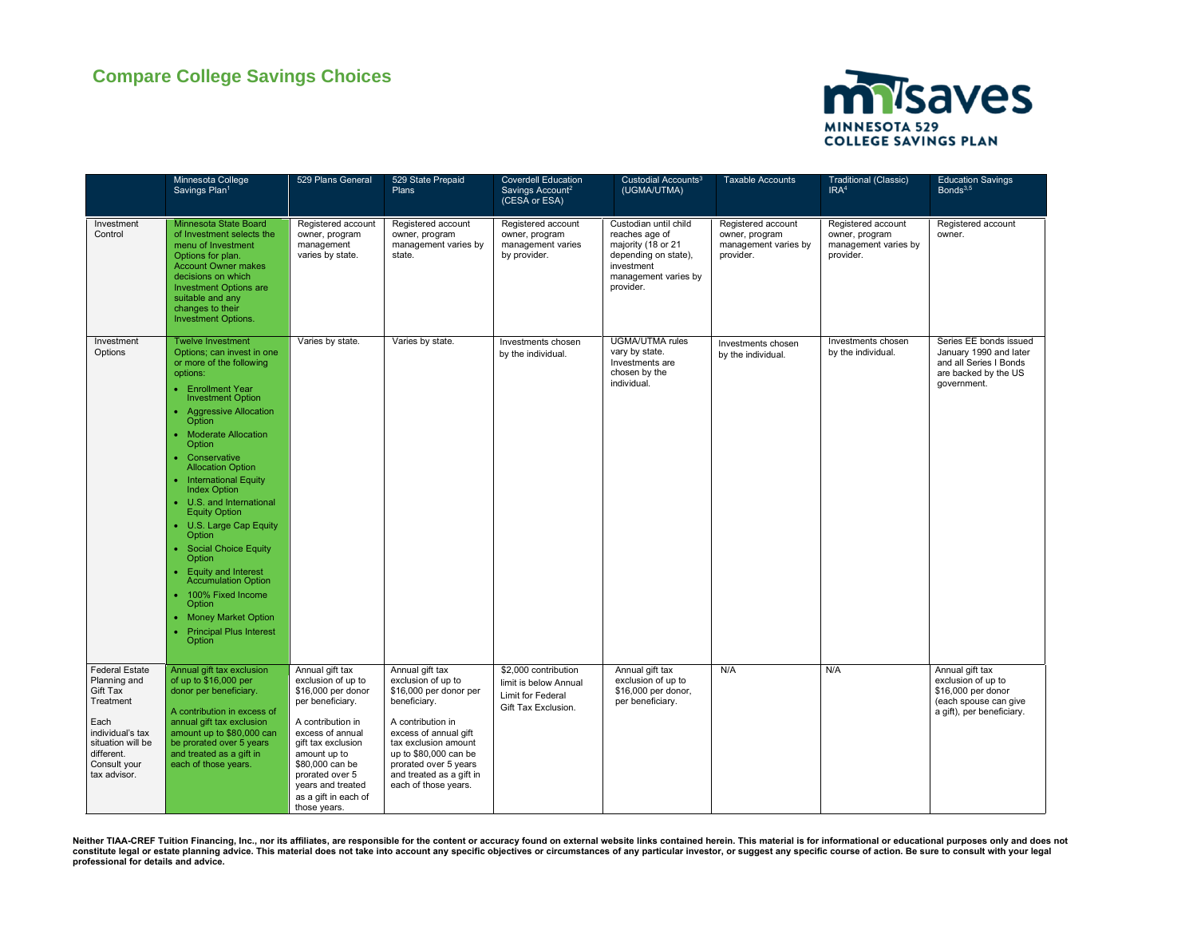## Compare College Savings Choices

| | Minnesota College Savings Plan[1] | 529 Plans General | 529 State Prepaid Plans | Coverdell Education Savings Account[2] (CESA or ESA) | Custodial Accounts[3] (UGMA/UTMA) | Taxable Accounts | Traditional (Classic) IRA[4] | Education Savings Bonds[3,5] |
|---|---|---|---|---|---|---|---|---|
| Investment Control | Minnesota State Board of Investment selects the menu of Investment Options for plan. Account Owner makes decisions on which Investment Options are suitable and any changes to their Investment Options. | Registered account owner, program management varies by state. | Registered account owner, program management varies by state. | Registered account owner, program management varies by provider. | Custodian until child reaches age of majority (18 or 21 depending on state), investment management varies by provider. | Registered account owner, program management varies by provider. | Registered account owner, program management varies by provider. | Registered account owner. |
| Investment Options | Twelve Investment Options; can invest in one or more of the following options:<br>• Enrollment Year Investment Option<br>• Aggressive Allocation Option<br>• Moderate Allocation Option<br>• Conservative Allocation Option<br>• International Equity Index Option<br>• U.S. and International Equity Option<br>• U.S. Large Cap Equity Option<br>• Social Choice Equity Option<br>• Equity and Interest Accumulation Option<br>• 100% Fixed Income Option<br>• Money Market Option<br>• Principal Plus Interest Option | Varies by state. | Varies by state. | Investments chosen by the individual. | UGMA/UTMA rules vary by state. Investments are chosen by the individual. | Investments chosen by the individual. | Investments chosen by the individual. | Series EE bonds issued January 1990 and later and all Series I Bonds are backed by the US government. |
| Federal Estate Planning and Gift Tax Treatment<br><br>Each individual's tax situation will be different. Consult your tax advisor. | Annual gift tax exclusion of up to $16,000 per donor per beneficiary.<br><br>A contribution in excess of annual gift tax exclusion amount up to $80,000 can be prorated over 5 years and treated as a gift in each of those years. | Annual gift tax exclusion of up to $16,000 per donor per beneficiary.<br><br>A contribution in excess of annual gift tax exclusion amount up to $80,000 can be prorated over 5 years and treated as a gift in each of those years. | Annual gift tax exclusion of up to $16,000 per donor per beneficiary.<br><br>A contribution in excess of annual gift tax exclusion amount up to $80,000 can be prorated over 5 years and treated as a gift in each of those years. | $2,000 contribution limit is below Annual Limit for Federal Gift Tax Exclusion. | Annual gift tax exclusion of up to $16,000 per donor, per beneficiary. | N/A | N/A | Annual gift tax exclusion of up to $16,000 per donor (each spouse can give a gift), per beneficiary. |

**Neither TIAA-CREF Tuition Financing, Inc., nor its affiliates, are responsible for the content or accuracy found on external website links contained herein. This material is for informational or educational purposes only and does not constitute legal or estate planning advice. This material does not take into account any specific objectives or circumstances of any particular investor, or suggest any specific course of action. Be sure to consult with your legal professional for details and advice.**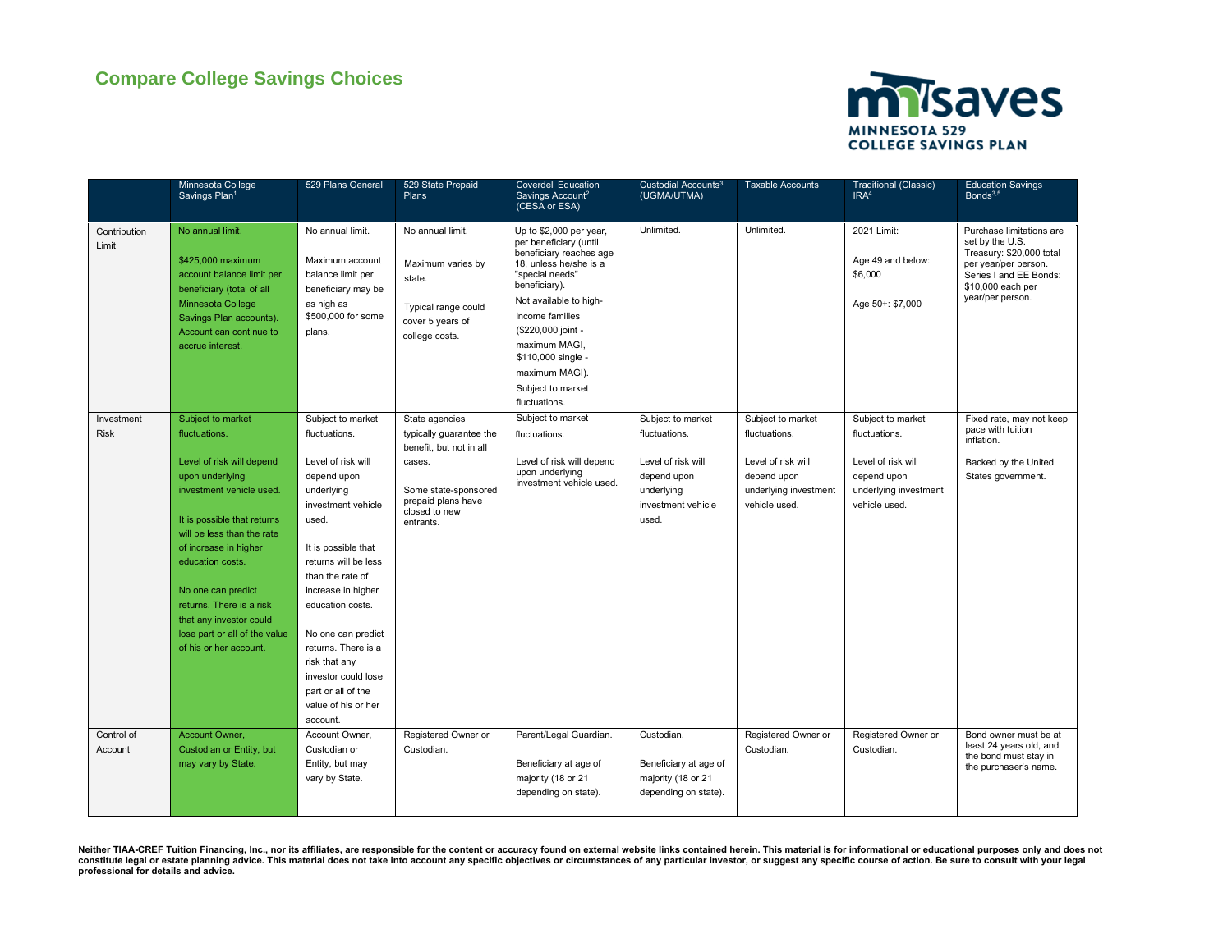## Compare College Savings Choices

| | Minnesota College Savings Plan[1] | 529 Plans General | 529 State Prepaid Plans | Coverdell Education Savings Account[2] (CESA or ESA) | Custodial Accounts[3] (UGMA/UTMA) | Taxable Accounts | Traditional (Classic) IRA[4] | Education Savings Bonds[3,5] |
|---|---|---|---|---|---|---|---|---|
| Contribution Limit | No annual limit.<br><br>$425,000 maximum account balance limit per beneficiary (total of all Minnesota College Savings Plan accounts). Account can continue to accrue interest. | No annual limit.<br><br>Maximum account balance limit per beneficiary may be as high as $500,000 for some plans. | No annual limit.<br><br>Maximum varies by state.<br><br>Typical range could cover 5 years of college costs. | Up to $2,000 per year, per beneficiary (until beneficiary reaches age 18, unless he/she is a "special needs" beneficiary).<br>Not available to high-income families ($220,000 joint - maximum MAGI, $110,000 single - maximum MAGI).<br>Subject to market fluctuations. | Unlimited. | Unlimited. | 2021 Limit:<br><br>Age 49 and below: $6,000<br><br>Age 50+: $7,000 | Purchase limitations are set by the U.S. Treasury: $20,000 total per year/per person. Series I and EE Bonds: $10,000 each per year/per person. |
| Investment Risk | Subject to market fluctuations.<br><br>Level of risk will depend upon underlying investment vehicle used.<br><br>It is possible that returns will be less than the rate of increase in higher education costs.<br><br>No one can predict returns. There is a risk that any investor could lose part or all of the value of his or her account. | Subject to market fluctuations.<br><br>Level of risk will depend upon underlying investment vehicle used.<br><br>It is possible that returns will be less than the rate of increase in higher education costs.<br><br>No one can predict returns. There is a risk that any investor could lose part or all of the value of his or her account. | State agencies typically guarantee the benefit, but not in all cases.<br><br>Some state-sponsored prepaid plans have closed to new entrants. | Subject to market fluctuations.<br><br>Level of risk will depend upon underlying investment vehicle used. | Subject to market fluctuations.<br><br>Level of risk will depend upon underlying investment vehicle used. | Subject to market fluctuations.<br><br>Level of risk will depend upon underlying investment vehicle used. | Subject to market fluctuations.<br><br>Level of risk will depend upon underlying investment vehicle used. | Fixed rate, may not keep pace with tuition inflation.<br><br>Backed by the United States government. |
| Control of Account | Account Owner, Custodian or Entity, but may vary by State. | Account Owner, Custodian or Entity, but may vary by State. | Registered Owner or Custodian. | Parent/Legal Guardian.<br><br>Beneficiary at age of majority (18 or 21 depending on state). | Custodian.<br><br>Beneficiary at age of majority (18 or 21 depending on state). | Registered Owner or Custodian. | Registered Owner or Custodian. | Bond owner must be at least 24 years old, and the bond must stay in the purchaser's name. |

**Neither TIAA-CREF Tuition Financing, Inc., nor its affiliates, are responsible for the content or accuracy found on external website links contained herein. This material is for informational or educational purposes only and does not constitute legal or estate planning advice. This material does not take into account any specific objectives or circumstances of any particular investor, or suggest any specific course of action. Be sure to consult with your legal professional for details and advice.**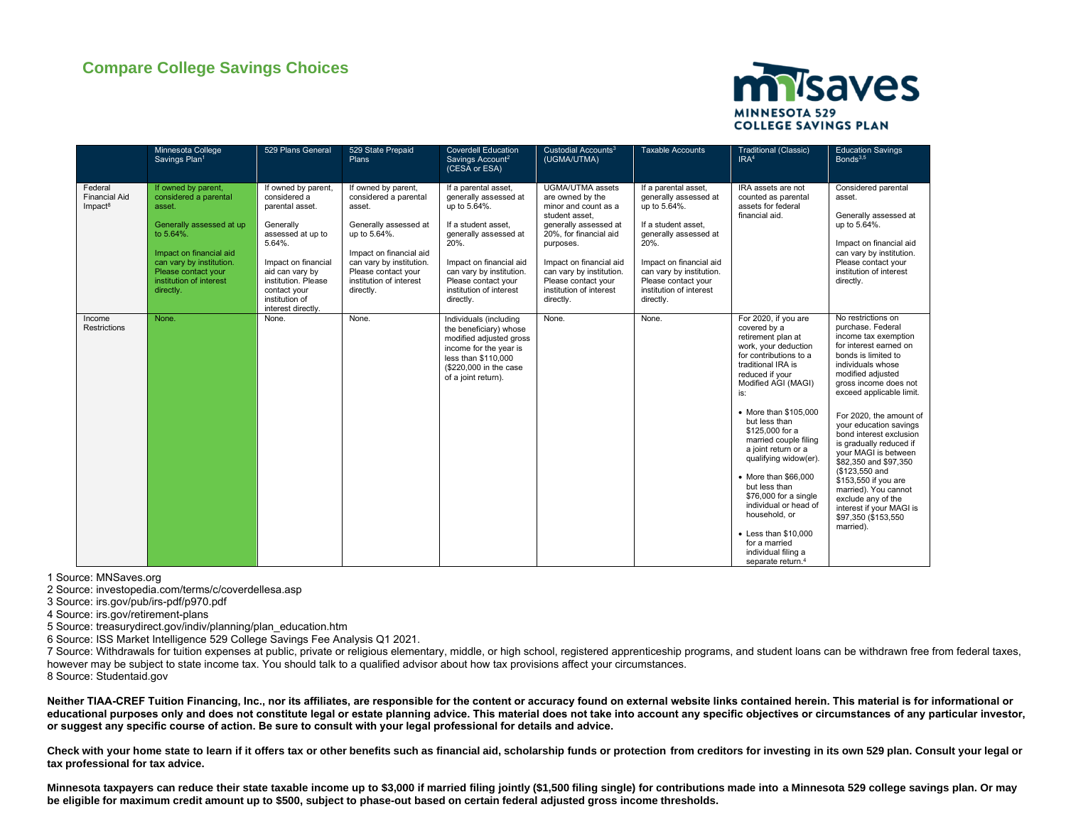## Compare College Savings Choices

| | Minnesota College Savings Plan[1] | 529 Plans General | 529 State Prepaid Plans | Coverdell Education Savings Account[2] (CESA or ESA) | Custodial Accounts[3] (UGMA/UTMA) | Taxable Accounts | Traditional (Classic) IRA[4] | Education Savings Bonds[3,5] |
|---|---|---|---|---|---|---|---|---|
| Federal Financial Aid Impact[8] | If owned by parent, considered a parental asset.<br><br>Generally assessed at up to 5.64%.<br><br>Impact on financial aid can vary by institution. Please contact your institution of interest directly. | If owned by parent, considered a parental asset.<br><br>Generally assessed at up to 5.64%.<br><br>Impact on financial aid can vary by institution. Please contact your institution of interest directly. | If owned by parent, considered a parental asset.<br><br>Generally assessed at up to 5.64%.<br><br>Impact on financial aid can vary by institution. Please contact your institution of interest directly. | If a parental asset, generally assessed at up to 5.64%.<br><br>If a student asset, generally assessed at 20%.<br><br>Impact on financial aid can vary by institution. Please contact your institution of interest directly. | UGMA/UTMA assets are owned by the minor and count as a student asset, generally assessed at 20%, for financial aid purposes.<br><br>Impact on financial aid can vary by institution. Please contact your institution of interest directly. | If a parental asset, generally assessed at up to 5.64%.<br><br>If a student asset, generally assessed at 20%.<br><br>Impact on financial aid can vary by institution. Please contact your institution of interest directly. | IRA assets are not counted as parental assets for federal financial aid. | Considered parental asset.<br><br>Generally assessed at up to 5.64%.<br><br>Impact on financial aid can vary by institution. Please contact your institution of interest directly. |
| Income Restrictions | None. | None. | None. | Individuals (including the beneficiary) whose modified adjusted gross income for the year is less than $110,000 ($220,000 in the case of a joint return). | None. | None. | For 2020, if you are covered by a retirement plan at work, your deduction for contributions to a traditional IRA is reduced if your Modified AGI (MAGI) is:<br><br>• More than $105,000 but less than $125,000 for a married couple filing a joint return or a qualifying widow(er).<br><br>• More than $66,000 but less than $76,000 for a single individual or head of household, or<br><br>• Less than $10,000 for a married individual filing a separate return.[4] | No restrictions on purchase. Federal income tax exemption for interest earned on bonds is limited to individuals whose modified adjusted gross income does not exceed applicable limit.<br><br>For 2020, the amount of your education savings bond interest exclusion is gradually reduced if your MAGI is between $82,350 and $97,350 ($123,550 and $153,550 if you are married). You cannot exclude any of the interest if your MAGI is $97,350 ($153,550 married). |

1 Source: MNSaves.org
2 Source: investopedia.com/terms/c/coverdellesa.asp
3 Source: irs.gov/pub/irs-pdf/p970.pdf
4 Source: irs.gov/retirement-plans
5 Source: treasurydirect.gov/indiv/planning/plan_education.htm
6 Source: ISS Market Intelligence 529 College Savings Fee Analysis Q1 2021.
7 Source: Withdrawals for tuition expenses at public, private or religious elementary, middle, or high school, registered apprenticeship programs, and student loans can be withdrawn free from federal taxes, however may be subject to state income tax. You should talk to a qualified advisor about how tax provisions affect your circumstances.
8 Source: Studentaid.gov

**Neither TIAA-CREF Tuition Financing, Inc., nor its affiliates, are responsible for the content or accuracy found on external website links contained herein. This material is for informational or educational purposes only and does not constitute legal or estate planning advice. This material does not take into account any specific objectives or circumstances of any particular investor, or suggest any specific course of action. Be sure to consult with your legal professional for details and advice.**

**Check with your home state to learn if it offers tax or other benefits such as financial aid, scholarship funds or protection from creditors for investing in its own 529 plan. Consult your legal or tax professional for tax advice.**

**Minnesota taxpayers can reduce their state taxable income up to $3,000 if married filing jointly ($1,500 filing single) for contributions made into a Minnesota 529 college savings plan. Or may be eligible for maximum credit amount up to $500, subject to phase-out based on certain federal adjusted gross income thresholds.**